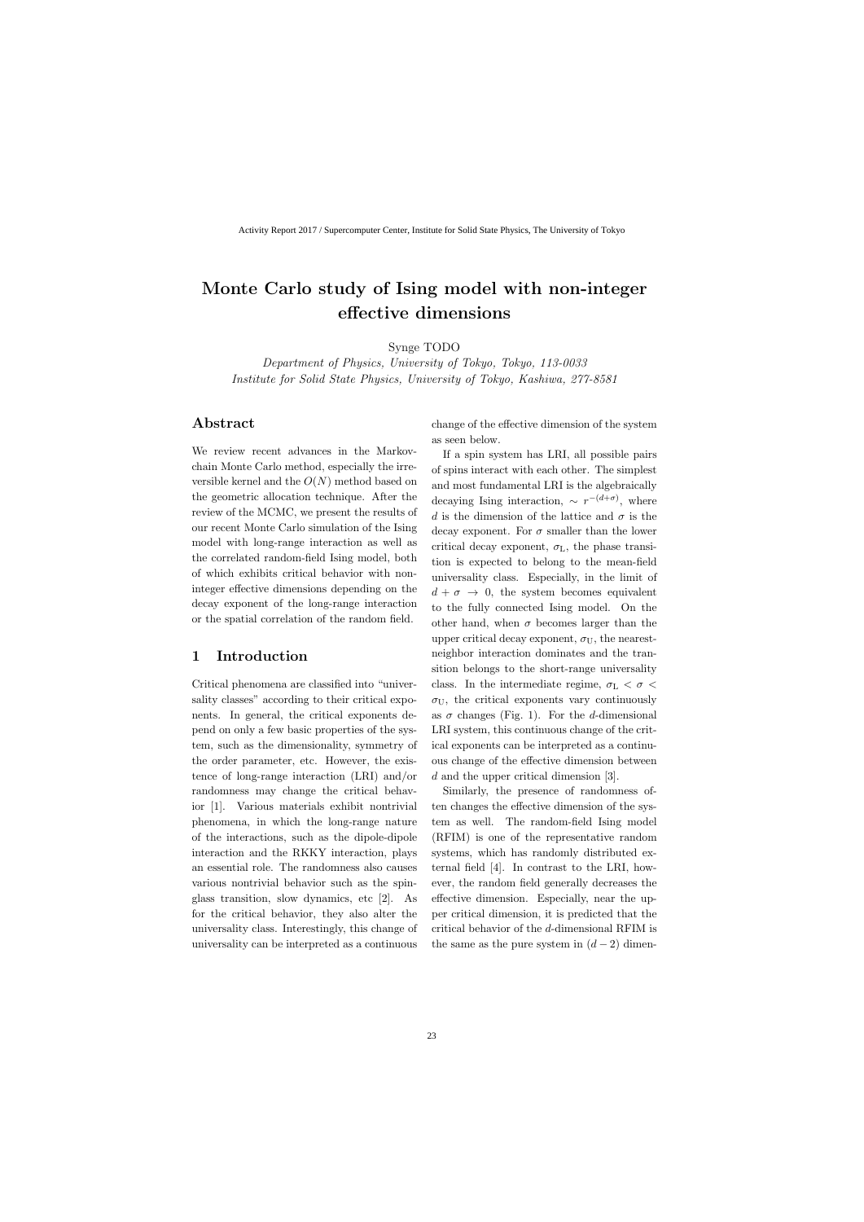# Monte Carlo study of Ising model with non-integer effective dimensions

Synge TODO

*Department of Physics, University of Tokyo, Tokyo, 113-0033*
*Institute for Solid State Physics, University of Tokyo, Kashiwa, 277-8581*

## Abstract

We review recent advances in the Markov-chain Monte Carlo method, especially the irreversible kernel and the $O(N)$ method based on the geometric allocation technique. After the review of the MCMC, we present the results of our recent Monte Carlo simulation of the Ising model with long-range interaction as well as the correlated random-field Ising model, both of which exhibits critical behavior with non-integer effective dimensions depending on the decay exponent of the long-range interaction or the spatial correlation of the random field.

## 1 Introduction

Critical phenomena are classified into "universality classes" according to their critical exponents. In general, the critical exponents depend on only a few basic properties of the system, such as the dimensionality, symmetry of the order parameter, etc. However, the existence of long-range interaction (LRI) and/or randomness may change the critical behavior [1]. Various materials exhibit nontrivial phenomena, in which the long-range nature of the interactions, such as the dipole-dipole interaction and the RKKY interaction, plays an essential role. The randomness also causes various nontrivial behavior such as the spin-glass transition, slow dynamics, etc [2]. As for the critical behavior, they also alter the universality class. Interestingly, this change of universality can be interpreted as a continuous change of the effective dimension of the system as seen below.

If a spin system has LRI, all possible pairs of spins interact with each other. The simplest and most fundamental LRI is the algebraically decaying Ising interaction, $\sim r^{-(d+\sigma)}$, where $d$ is the dimension of the lattice and $\sigma$ is the decay exponent. For $\sigma$ smaller than the lower critical decay exponent, $\sigma_{\rm L}$, the phase transition is expected to belong to the mean-field universality class. Especially, in the limit of $d + \sigma \rightarrow 0$, the system becomes equivalent to the fully connected Ising model. On the other hand, when $\sigma$ becomes larger than the upper critical decay exponent, $\sigma_{\rm U}$, the nearest-neighbor interaction dominates and the transition belongs to the short-range universality class. In the intermediate regime, $\sigma_{\rm L} < \sigma < \sigma_{\rm U}$, the critical exponents vary continuously as $\sigma$ changes (Fig. 1). For the $d$-dimensional LRI system, this continuous change of the critical exponents can be interpreted as a continuous change of the effective dimension between $d$ and the upper critical dimension [3].

Similarly, the presence of randomness often changes the effective dimension of the system as well. The random-field Ising model (RFIM) is one of the representative random systems, which has randomly distributed external field [4]. In contrast to the LRI, however, the random field generally decreases the effective dimension. Especially, near the upper critical dimension, it is predicted that the critical behavior of the $d$-dimensional RFIM is the same as the pure system in $(d-2)$ dimen-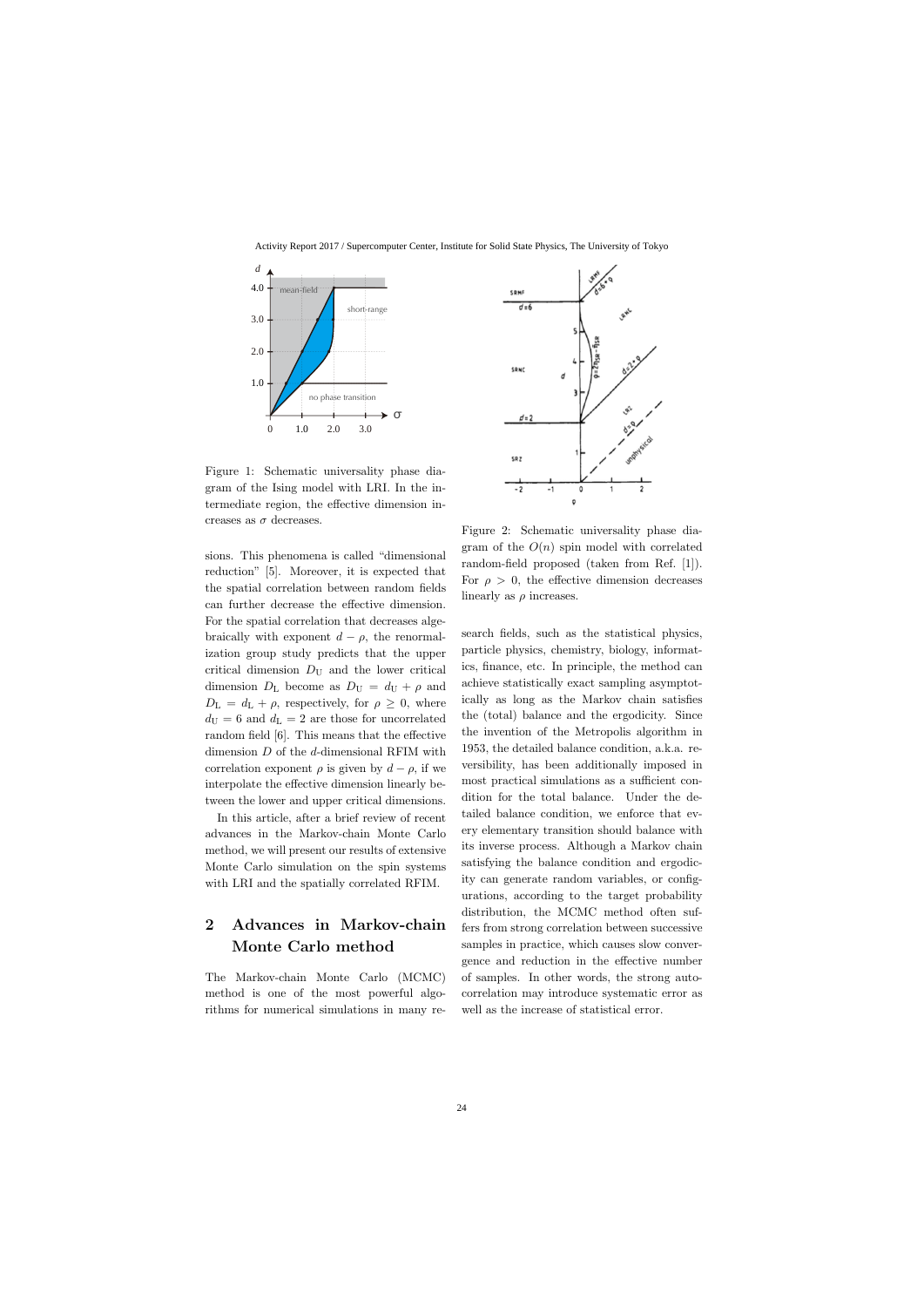Figure 1: Schematic universality phase diagram of the Ising model with LRI. In the intermediate region, the effective dimension increases as $\sigma$ decreases.

sions. This phenomena is called "dimensional reduction" [5]. Moreover, it is expected that the spatial correlation between random fields can further decrease the effective dimension. For the spatial correlation that decreases algebraically with exponent $d - \rho$, the renormalization group study predicts that the upper critical dimension $D_{\rm U}$ and the lower critical dimension $D_{\rm L}$ become as $D_{\rm U} = d_{\rm U} + \rho$ and $D_{\rm L} = d_{\rm L} + \rho$, respectively, for $\rho \geq 0$, where $d_{\rm U} = 6$ and $d_{\rm L} = 2$ are those for uncorrelated random field [6]. This means that the effective dimension $D$ of the $d$-dimensional RFIM with correlation exponent $\rho$ is given by $d - \rho$, if we interpolate the effective dimension linearly between the lower and upper critical dimensions.

In this article, after a brief review of recent advances in the Markov-chain Monte Carlo method, we will present our results of extensive Monte Carlo simulation on the spin systems with LRI and the spatially correlated RFIM.

Figure 2: Schematic universality phase diagram of the $O(n)$ spin model with correlated random-field proposed (taken from Ref. [1]). For $\rho > 0$, the effective dimension decreases linearly as $\rho$ increases.

## 2 Advances in Markov-chain Monte Carlo method

The Markov-chain Monte Carlo (MCMC) method is one of the most powerful algorithms for numerical simulations in many research fields, such as the statistical physics, particle physics, chemistry, biology, informatics, finance, etc. In principle, the method can achieve statistically exact sampling asymptotically as long as the Markov chain satisfies the (total) balance and the ergodicity. Since the invention of the Metropolis algorithm in 1953, the detailed balance condition, a.k.a. reversibility, has been additionally imposed in most practical simulations as a sufficient condition for the total balance. Under the detailed balance condition, we enforce that every elementary transition should balance with its inverse process. Although a Markov chain satisfying the balance condition and ergodicity can generate random variables, or configurations, according to the target probability distribution, the MCMC method often suffers from strong correlation between successive samples in practice, which causes slow convergence and reduction in the effective number of samples. In other words, the strong autocorrelation may introduce systematic error as well as the increase of statistical error.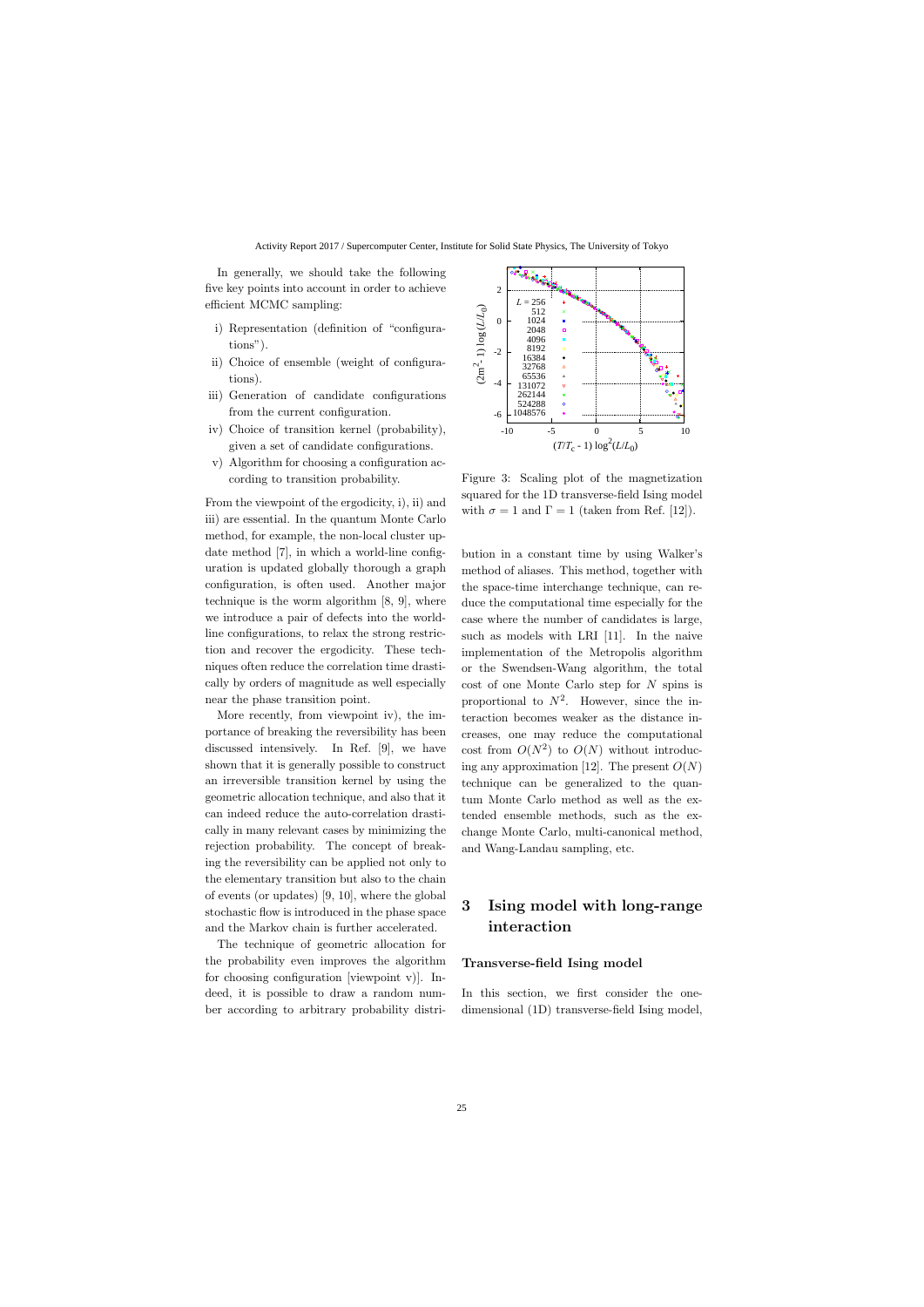In generally, we should take the following five key points into account in order to achieve efficient MCMC sampling:

- i) Representation (definition of "configurations").
- ii) Choice of ensemble (weight of configurations).
- iii) Generation of candidate configurations from the current configuration.
- iv) Choice of transition kernel (probability), given a set of candidate configurations.
- v) Algorithm for choosing a configuration according to transition probability.

From the viewpoint of the ergodicity, i), ii) and iii) are essential. In the quantum Monte Carlo method, for example, the non-local cluster update method [7], in which a world-line configuration is updated globally thorough a graph configuration, is often used. Another major technique is the worm algorithm [8, 9], where we introduce a pair of defects into the world-line configurations, to relax the strong restriction and recover the ergodicity. These techniques often reduce the correlation time drastically by orders of magnitude as well especially near the phase transition point.

More recently, from viewpoint iv), the importance of breaking the reversibility has been discussed intensively. In Ref. [9], we have shown that it is generally possible to construct an irreversible transition kernel by using the geometric allocation technique, and also that it can indeed reduce the auto-correlation drastically in many relevant cases by minimizing the rejection probability. The concept of breaking the reversibility can be applied not only to the elementary transition but also to the chain of events (or updates) [9, 10], where the global stochastic flow is introduced in the phase space and the Markov chain is further accelerated.

The technique of geometric allocation for the probability even improves the algorithm for choosing configuration [viewpoint v)]. Indeed, it is possible to draw a random number according to arbitrary probability distribution in a constant time by using Walker's method of aliases. This method, together with the space-time interchange technique, can reduce the computational time especially for the case where the number of candidates is large, such as models with LRI [11]. In the naive implementation of the Metropolis algorithm or the Swendsen-Wang algorithm, the total cost of one Monte Carlo step for $N$ spins is proportional to $N^2$. However, since the interaction becomes weaker as the distance increases, one may reduce the computational cost from $O(N^2)$ to $O(N)$ without introducing any approximation [12]. The present $O(N)$ technique can be generalized to the quantum Monte Carlo method as well as the extended ensemble methods, such as the exchange Monte Carlo, multi-canonical method, and Wang-Landau sampling, etc.

Figure 3: Scaling plot of the magnetization squared for the 1D transverse-field Ising model with $\sigma = 1$ and $\Gamma = 1$ (taken from Ref. [12]).

## 3 Ising model with long-range interaction

### Transverse-field Ising model

In this section, we first consider the one-dimensional (1D) transverse-field Ising model,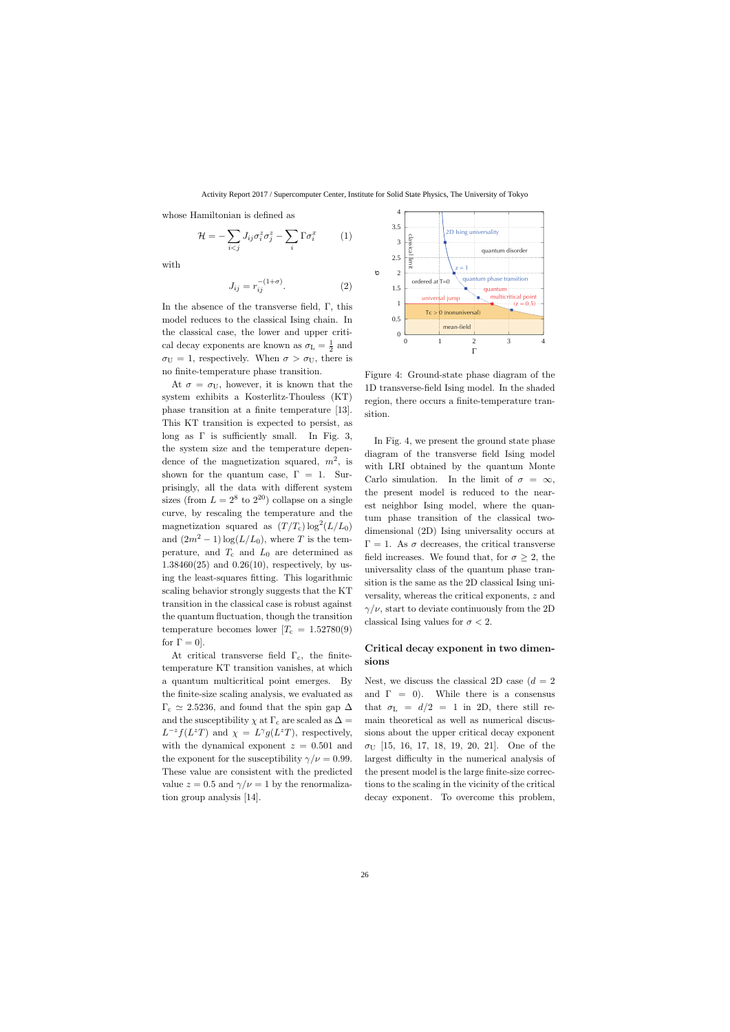whose Hamiltonian is defined as

$$\mathcal{H} = -\sum_{i<j} J_{ij}\sigma_i^z\sigma_j^z - \sum_i \Gamma\sigma_i^x \qquad (1)$$

with

$$J_{ij} = r_{ij}^{-(1+\sigma)}. \qquad (2)$$

In the absence of the transverse field, $\Gamma$, this model reduces to the classical Ising chain. In the classical case, the lower and upper critical decay exponents are known as $\sigma_{\rm L} = \frac{1}{2}$ and $\sigma_{\rm U} = 1$, respectively. When $\sigma > \sigma_{\rm U}$, there is no finite-temperature phase transition.

At $\sigma = \sigma_{\rm U}$, however, it is known that the system exhibits a Kosterlitz-Thouless (KT) phase transition at a finite temperature [13]. This KT transition is expected to persist, as long as $\Gamma$ is sufficiently small. In Fig. 3, the system size and the temperature dependence of the magnetization squared, $m^2$, is shown for the quantum case, $\Gamma = 1$. Surprisingly, all the data with different system sizes (from $L = 2^8$ to $2^{20}$) collapse on a single curve, by rescaling the temperature and the magnetization squared as $(T/T_c)\log^2(L/L_0)$ and $(2m^2 - 1)\log(L/L_0)$, where $T$ is the temperature, and $T_c$ and $L_0$ are determined as 1.38460(25) and 0.26(10), respectively, by using the least-squares fitting. This logarithmic scaling behavior strongly suggests that the KT transition in the classical case is robust against the quantum fluctuation, though the transition temperature becomes lower [$T_c = 1.52780(9)$ for $\Gamma = 0$].

At critical transverse field $\Gamma_c$, the finite-temperature KT transition vanishes, at which a quantum multicritical point emerges. By the finite-size scaling analysis, we evaluated as $\Gamma_c \simeq 2.5236$, and found that the spin gap $\Delta$ and the susceptibility $\chi$ at $\Gamma_c$ are scaled as $\Delta = L^{-z}f(L^zT)$ and $\chi = L^\gamma g(L^zT)$, respectively, with the dynamical exponent $z = 0.501$ and the exponent for the susceptibility $\gamma/\nu = 0.99$. These value are consistent with the predicted value $z = 0.5$ and $\gamma/\nu = 1$ by the renormalization group analysis [14].

Figure 4: Ground-state phase diagram of the 1D transverse-field Ising model. In the shaded region, there occurs a finite-temperature transition.

In Fig. 4, we present the ground state phase diagram of the transverse field Ising model with LRI obtained by the quantum Monte Carlo simulation. In the limit of $\sigma = \infty$, the present model is reduced to the nearest neighbor Ising model, where the quantum phase transition of the classical two-dimensional (2D) Ising universality occurs at $\Gamma = 1$. As $\sigma$ decreases, the critical transverse field increases. We found that, for $\sigma \geq 2$, the universality class of the quantum phase transition is the same as the 2D classical Ising universality, whereas the critical exponents, $z$ and $\gamma/\nu$, start to deviate continuously from the 2D classical Ising values for $\sigma < 2$.

## Critical decay exponent in two dimensions

Nest, we discuss the classical 2D case ($d = 2$ and $\Gamma = 0$). While there is a consensus that $\sigma_{\rm L} = d/2 = 1$ in 2D, there still remain theoretical as well as numerical discussions about the upper critical decay exponent $\sigma_{\rm U}$ [15, 16, 17, 18, 19, 20, 21]. One of the largest difficulty in the numerical analysis of the present model is the large finite-size corrections to the scaling in the vicinity of the critical decay exponent. To overcome this problem,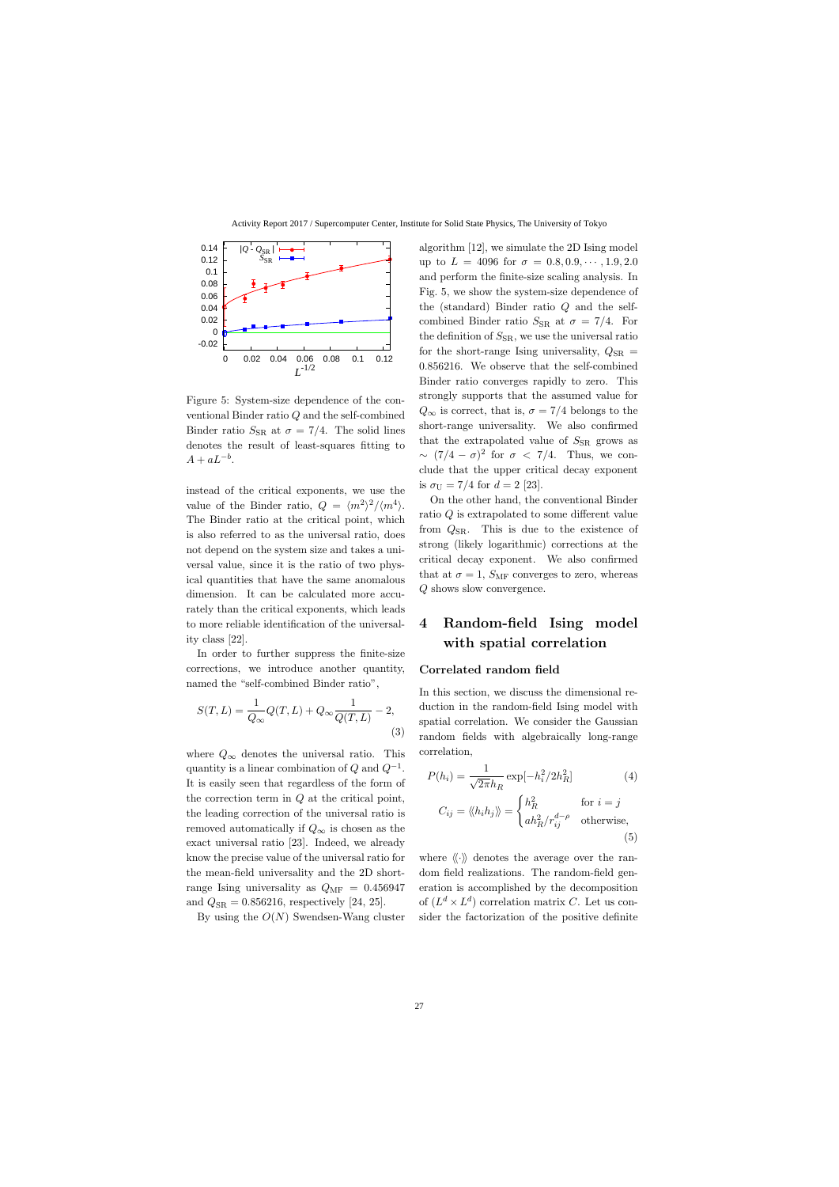Figure 5: System-size dependence of the conventional Binder ratio $Q$ and the self-combined Binder ratio $S_{\rm SR}$ at $\sigma = 7/4$. The solid lines denotes the result of least-squares fitting to $A + aL^{-b}$.

instead of the critical exponents, we use the value of the Binder ratio, $Q = \langle m^2 \rangle^2 / \langle m^4 \rangle$. The Binder ratio at the critical point, which is also referred to as the universal ratio, does not depend on the system size and takes a universal value, since it is the ratio of two physical quantities that have the same anomalous dimension. It can be calculated more accurately than the critical exponents, which leads to more reliable identification of the universality class [22].

In order to further suppress the finite-size corrections, we introduce another quantity, named the "self-combined Binder ratio",

$$S(T,L) = \frac{1}{Q_\infty} Q(T,L) + Q_\infty \frac{1}{Q(T,L)} - 2, \tag{3}$$

where $Q_\infty$ denotes the universal ratio. This quantity is a linear combination of $Q$ and $Q^{-1}$. It is easily seen that regardless of the form of the correction term in $Q$ at the critical point, the leading correction of the universal ratio is removed automatically if $Q_\infty$ is chosen as the exact universal ratio [23]. Indeed, we already know the precise value of the universal ratio for the mean-field universality and the 2D short-range Ising universality as $Q_{\rm MF} = 0.456947$ and $Q_{\rm SR} = 0.856216$, respectively [24, 25].

By using the $O(N)$ Swendsen-Wang cluster algorithm [12], we simulate the 2D Ising model up to $L = 4096$ for $\sigma = 0.8, 0.9, \cdots, 1.9, 2.0$ and perform the finite-size scaling analysis. In Fig. 5, we show the system-size dependence of the (standard) Binder ratio $Q$ and the self-combined Binder ratio $S_{\rm SR}$ at $\sigma = 7/4$. For the definition of $S_{\rm SR}$, we use the universal ratio for the short-range Ising universality, $Q_{\rm SR} = 0.856216$. We observe that the self-combined Binder ratio converges rapidly to zero. This strongly supports that the assumed value for $Q_\infty$ is correct, that is, $\sigma = 7/4$ belongs to the short-range universality. We also confirmed that the extrapolated value of $S_{\rm SR}$ grows as $\sim (7/4 - \sigma)^2$ for $\sigma < 7/4$. Thus, we conclude that the upper critical decay exponent is $\sigma_{\rm U} = 7/4$ for $d = 2$ [23].

On the other hand, the conventional Binder ratio $Q$ is extrapolated to some different value from $Q_{\rm SR}$. This is due to the existence of strong (likely logarithmic) corrections at the critical decay exponent. We also confirmed that at $\sigma = 1$, $S_{\rm MF}$ converges to zero, whereas $Q$ shows slow convergence.

## 4 Random-field Ising model with spatial correlation

### Correlated random field

In this section, we discuss the dimensional reduction in the random-field Ising model with spatial correlation. We consider the Gaussian random fields with algebraically long-range correlation,

$$P(h_i) = \frac{1}{\sqrt{2\pi} h_R} \exp[-h_i^2 / 2h_R^2] \tag{4}$$

$$C_{ij} = \langle\!\langle h_i h_j \rangle\!\rangle = \begin{cases} h_R^2 & \text{for } i = j \\ a h_R^2 / r_{ij}^{d-\rho} & \text{otherwise}, \end{cases} \tag{5}$$

where $\langle\!\langle \cdot \rangle\!\rangle$ denotes the average over the random field realizations. The random-field generation is accomplished by the decomposition of $(L^d \times L^d)$ correlation matrix $C$. Let us consider the factorization of the positive definite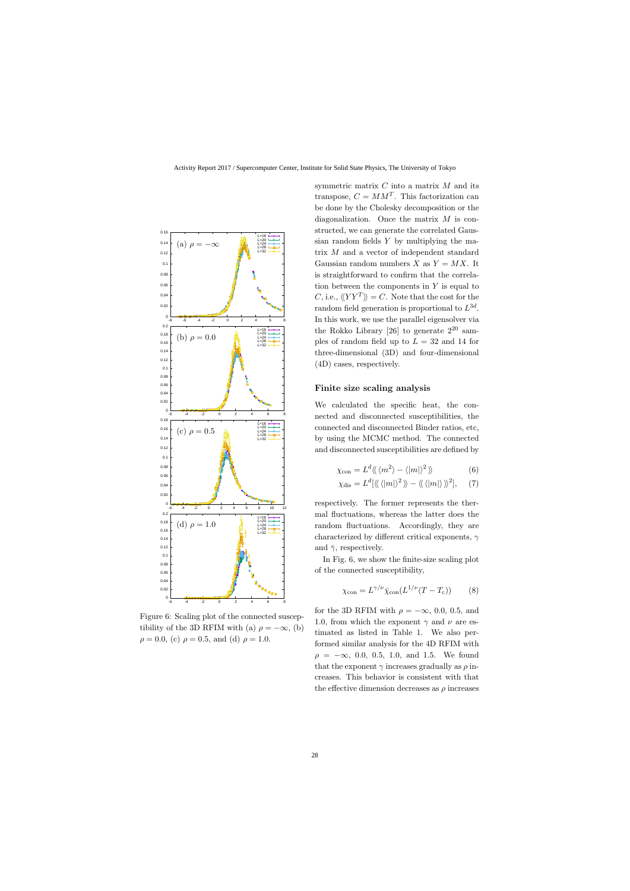symmetric matrix $C$ into a matrix $M$ and its transpose, $C = MM^T$. This factorization can be done by the Cholesky decomposition or the diagonalization. Once the matrix $M$ is constructed, we can generate the correlated Gaussian random fields $Y$ by multiplying the matrix $M$ and a vector of independent standard Gaussian random numbers $X$ as $Y = MX$. It is straightforward to confirm that the correlation between the components in $Y$ is equal to $C$, i.e., $\langle\!\langle YY^T \rangle\!\rangle = C$. Note that the cost for the random field generation is proportional to $L^{3d}$. In this work, we use the parallel eigensolver via the Rokko Library [26] to generate $2^{20}$ samples of random field up to $L = 32$ and 14 for three-dimensional (3D) and four-dimensional (4D) cases, respectively.

Figure 6: Scaling plot of the connected susceptibility of the 3D RFIM with (a) $\rho = -\infty$, (b) $\rho = 0.0$, (c) $\rho = 0.5$, and (d) $\rho = 1.0$.

## Finite size scaling analysis

We calculated the specific heat, the connected and disconnected susceptibilities, the connected and disconnected Binder ratios, etc, by using the MCMC method. The connected and disconnected susceptibilities are defined by

$$\chi_{\rm con} = L^d \langle\!\langle \langle m^2 \rangle - \langle |m| \rangle^2 \rangle\!\rangle \qquad (6)$$

$$\chi_{\rm dis} = L^d [\langle\!\langle \langle |m| \rangle^2 \rangle\!\rangle - \langle\!\langle \langle |m| \rangle \rangle\!\rangle^2], \qquad (7)$$

respectively. The former represents the thermal fluctuations, whereas the latter does the random fluctuations. Accordingly, they are characterized by different critical exponents, $\gamma$ and $\bar{\gamma}$, respectively.

In Fig. 6, we show the finite-size scaling plot of the connected susceptibility,

$$\chi_{\rm con} = L^{\gamma/\nu} \tilde{\chi}_{\rm con}(L^{1/\nu}(T - T_{\rm c})) \qquad (8)$$

for the 3D RFIM with $\rho = -\infty$, 0.0, 0.5, and 1.0, from which the exponent $\gamma$ and $\nu$ are estimated as listed in Table 1. We also performed similar analysis for the 4D RFIM with $\rho = -\infty$, 0.0, 0.5, 1.0, and 1.5. We found that the exponent $\gamma$ increases gradually as $\rho$ increases. This behavior is consistent with that the effective dimension decreases as $\rho$ increases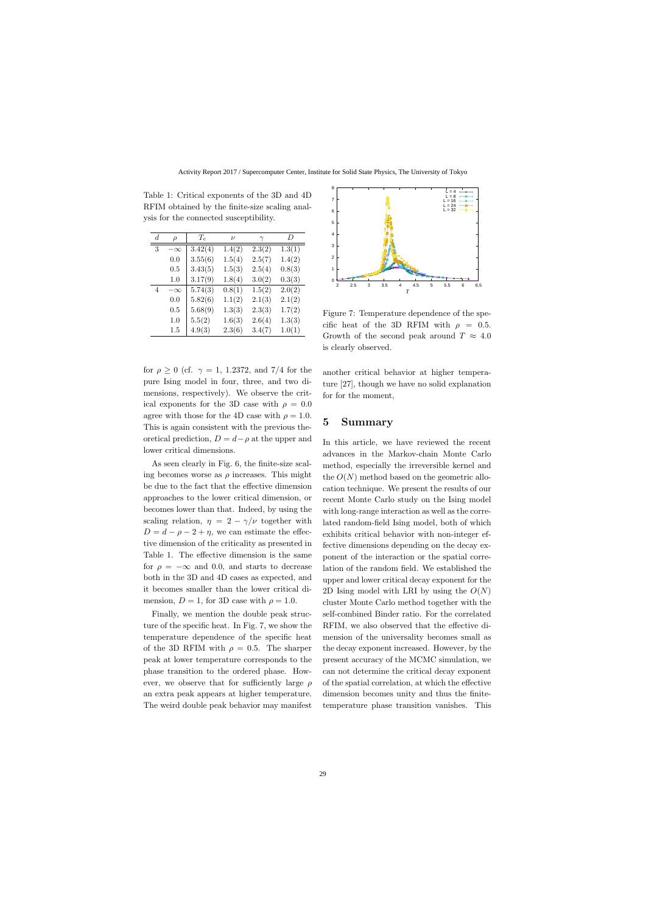Table 1: Critical exponents of the 3D and 4D RFIM obtained by the finite-size scaling analysis for the connected susceptibility.

| $d$ | $\rho$ | $T_c$ | $\nu$ | $\gamma$ | $D$ |
|---|---|---|---|---|---|
| 3 | $-\infty$ | 3.42(4) | 1.4(2) | 2.3(2) | 1.3(1) |
| | 0.0 | 3.55(6) | 1.5(4) | 2.5(7) | 1.4(2) |
| | 0.5 | 3.43(5) | 1.5(3) | 2.5(4) | 0.8(3) |
| | 1.0 | 3.17(9) | 1.8(4) | 3.0(2) | 0.3(3) |
| 4 | $-\infty$ | 5.74(3) | 0.8(1) | 1.5(2) | 2.0(2) |
| | 0.0 | 5.82(6) | 1.1(2) | 2.1(3) | 2.1(2) |
| | 0.5 | 5.68(9) | 1.3(3) | 2.3(3) | 1.7(2) |
| | 1.0 | 5.5(2) | 1.6(3) | 2.6(4) | 1.3(3) |
| | 1.5 | 4.9(3) | 2.3(6) | 3.4(7) | 1.0(1) |

for $\rho \geq 0$ (cf. $\gamma = 1$, 1.2372, and 7/4 for the pure Ising model in four, three, and two dimensions, respectively). We observe the critical exponents for the 3D case with $\rho = 0.0$ agree with those for the 4D case with $\rho = 1.0$. This is again consistent with the previous theoretical prediction, $D = d - \rho$ at the upper and lower critical dimensions.

As seen clearly in Fig. 6, the finite-size scaling becomes worse as $\rho$ increases. This might be due to the fact that the effective dimension approaches to the lower critical dimension, or becomes lower than that. Indeed, by using the scaling relation, $\eta = 2 - \gamma/\nu$ together with $D = d - \rho - 2 + \eta$, we can estimate the effective dimension of the criticality as presented in Table 1. The effective dimension is the same for $\rho = -\infty$ and 0.0, and starts to decrease both in the 3D and 4D cases as expected, and it becomes smaller than the lower critical dimension, $D = 1$, for 3D case with $\rho = 1.0$.

Finally, we mention the double peak structure of the specific heat. In Fig. 7, we show the temperature dependence of the specific heat of the 3D RFIM with $\rho = 0.5$. The sharper peak at lower temperature corresponds to the phase transition to the ordered phase. However, we observe that for sufficiently large $\rho$ an extra peak appears at higher temperature. The weird double peak behavior may manifest another critical behavior at higher temperature [27], though we have no solid explanation for for the moment,

Figure 7: Temperature dependence of the specific heat of the 3D RFIM with $\rho = 0.5$. Growth of the second peak around $T \approx 4.0$ is clearly observed.

## 5 Summary

In this article, we have reviewed the recent advances in the Markov-chain Monte Carlo method, especially the irreversible kernel and the $O(N)$ method based on the geometric allocation technique. We present the results of our recent Monte Carlo study on the Ising model with long-range interaction as well as the correlated random-field Ising model, both of which exhibits critical behavior with non-integer effective dimensions depending on the decay exponent of the interaction or the spatial correlation of the random field. We established the upper and lower critical decay exponent for the 2D Ising model with LRI by using the $O(N)$ cluster Monte Carlo method together with the self-combined Binder ratio. For the correlated RFIM, we also observed that the effective dimension of the universality becomes small as the decay exponent increased. However, by the present accuracy of the MCMC simulation, we can not determine the critical decay exponent of the spatial correlation, at which the effective dimension becomes unity and thus the finite-temperature phase transition vanishes. This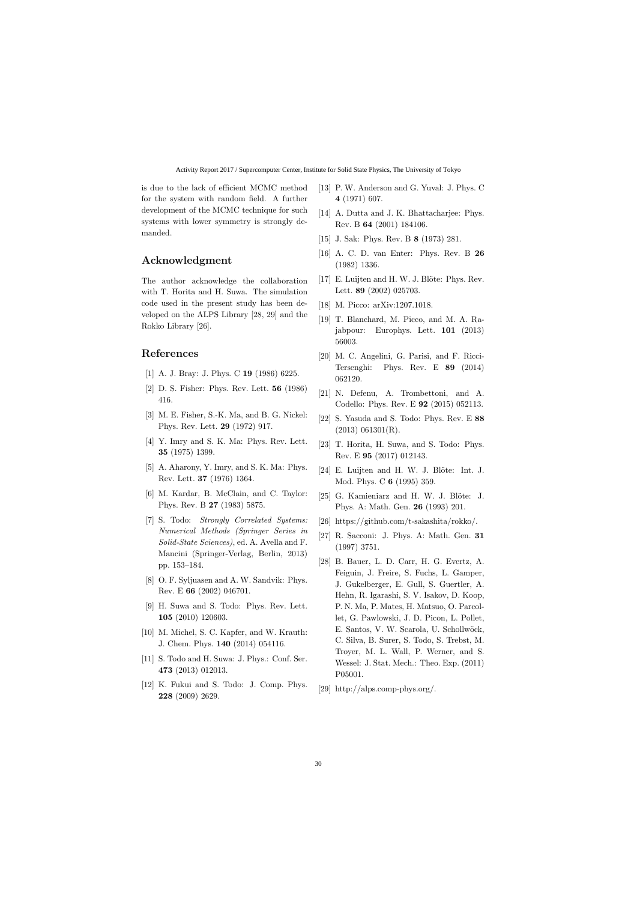is due to the lack of efficient MCMC method for the system with random field. A further development of the MCMC technique for such systems with lower symmetry is strongly demanded.

## Acknowledgment

The author acknowledge the collaboration with T. Horita and H. Suwa. The simulation code used in the present study has been developed on the ALPS Library [28, 29] and the Rokko Library [26].

## References

[1] A. J. Bray: J. Phys. C **19** (1986) 6225.

[2] D. S. Fisher: Phys. Rev. Lett. **56** (1986) 416.

[3] M. E. Fisher, S.-K. Ma, and B. G. Nickel: Phys. Rev. Lett. **29** (1972) 917.

[4] Y. Imry and S. K. Ma: Phys. Rev. Lett. **35** (1975) 1399.

[5] A. Aharony, Y. Imry, and S. K. Ma: Phys. Rev. Lett. **37** (1976) 1364.

[6] M. Kardar, B. McClain, and C. Taylor: Phys. Rev. B **27** (1983) 5875.

[7] S. Todo: *Strongly Correlated Systems: Numerical Methods (Springer Series in Solid-State Sciences)*, ed. A. Avella and F. Mancini (Springer-Verlag, Berlin, 2013) pp. 153–184.

[8] O. F. Syljuasen and A. W. Sandvik: Phys. Rev. E **66** (2002) 046701.

[9] H. Suwa and S. Todo: Phys. Rev. Lett. **105** (2010) 120603.

[10] M. Michel, S. C. Kapfer, and W. Krauth: J. Chem. Phys. **140** (2014) 054116.

[11] S. Todo and H. Suwa: J. Phys.: Conf. Ser. **473** (2013) 012013.

[12] K. Fukui and S. Todo: J. Comp. Phys. **228** (2009) 2629.

[13] P. W. Anderson and G. Yuval: J. Phys. C **4** (1971) 607.

[14] A. Dutta and J. K. Bhattacharjee: Phys. Rev. B **64** (2001) 184106.

[15] J. Sak: Phys. Rev. B **8** (1973) 281.

[16] A. C. D. van Enter: Phys. Rev. B **26** (1982) 1336.

[17] E. Luijten and H. W. J. Blöte: Phys. Rev. Lett. **89** (2002) 025703.

[18] M. Picco: arXiv:1207.1018.

[19] T. Blanchard, M. Picco, and M. A. Rajabpour: Europhys. Lett. **101** (2013) 56003.

[20] M. C. Angelini, G. Parisi, and F. Ricci-Tersenghi: Phys. Rev. E **89** (2014) 062120.

[21] N. Defenu, A. Trombettoni, and A. Codello: Phys. Rev. E **92** (2015) 052113.

[22] S. Yasuda and S. Todo: Phys. Rev. E **88** (2013) 061301(R).

[23] T. Horita, H. Suwa, and S. Todo: Phys. Rev. E **95** (2017) 012143.

[24] E. Luijten and H. W. J. Blöte: Int. J. Mod. Phys. C **6** (1995) 359.

[25] G. Kamieniarz and H. W. J. Blöte: J. Phys. A: Math. Gen. **26** (1993) 201.

[26] https://github.com/t-sakashita/rokko/.

[27] R. Sacconi: J. Phys. A: Math. Gen. **31** (1997) 3751.

[28] B. Bauer, L. D. Carr, H. G. Evertz, A. Feiguin, J. Freire, S. Fuchs, L. Gamper, J. Gukelberger, E. Gull, S. Guertler, A. Hehn, R. Igarashi, S. V. Isakov, D. Koop, P. N. Ma, P. Mates, H. Matsuo, O. Parcollet, G. Pawlowski, J. D. Picon, L. Pollet, E. Santos, V. W. Scarola, U. Schollwöck, C. Silva, B. Surer, S. Todo, S. Trebst, M. Troyer, M. L. Wall, P. Werner, and S. Wessel: J. Stat. Mech.: Theo. Exp. (2011) P05001.

[29] http://alps.comp-phys.org/.